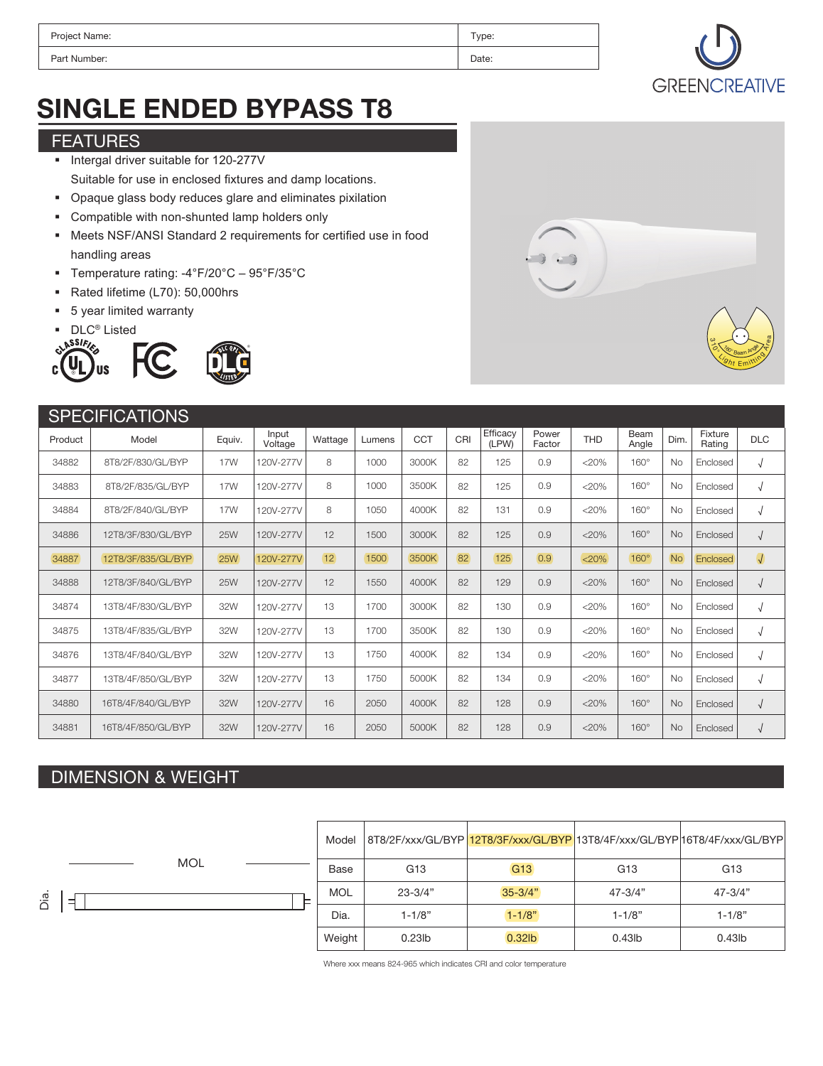| Project Name: | Type: |
|---|---|
| Part Number: | Date: |

GREENCREATIVE

# SINGLE ENDED BYPASS T8

## FEATURES

- Intergal driver suitable for 120-277V
  Suitable for use in enclosed fixtures and damp locations.
- Opaque glass body reduces glare and eliminates pixilation
- Compatible with non-shunted lamp holders only
- Meets NSF/ANSI Standard 2 requirements for certified use in food handling areas
- Temperature rating: -4°F/20°C – 95°F/35°C
- Rated lifetime (L70): 50,000hrs
- 5 year limited warranty
- DLC® Listed

160° Beam Angle
310° Light Emitting Area

## SPECIFICATIONS

| Product | Model | Equiv. | Input Voltage | Wattage | Lumens | CCT | CRI | Efficacy (LPW) | Power Factor | THD | Beam Angle | Dim. | Fixture Rating | DLC |
|---|---|---|---|---|---|---|---|---|---|---|---|---|---|---|
| 34882 | 8T8/2F/830/GL/BYP | 17W | 120V-277V | 8 | 1000 | 3000K | 82 | 125 | 0.9 | <20% | 160° | No | Enclosed | √ |
| 34883 | 8T8/2F/835/GL/BYP | 17W | 120V-277V | 8 | 1000 | 3500K | 82 | 125 | 0.9 | <20% | 160° | No | Enclosed | √ |
| 34884 | 8T8/2F/840/GL/BYP | 17W | 120V-277V | 8 | 1050 | 4000K | 82 | 131 | 0.9 | <20% | 160° | No | Enclosed | √ |
| 34886 | 12T8/3F/830/GL/BYP | 25W | 120V-277V | 12 | 1500 | 3000K | 82 | 125 | 0.9 | <20% | 160° | No | Enclosed | √ |
| 34887 | 12T8/3F/835/GL/BYP | 25W | 120V-277V | 12 | 1500 | 3500K | 82 | 125 | 0.9 | <20% | 160° | No | Enclosed | √ |
| 34888 | 12T8/3F/840/GL/BYP | 25W | 120V-277V | 12 | 1550 | 4000K | 82 | 129 | 0.9 | <20% | 160° | No | Enclosed | √ |
| 34874 | 13T8/4F/830/GL/BYP | 32W | 120V-277V | 13 | 1700 | 3000K | 82 | 130 | 0.9 | <20% | 160° | No | Enclosed | √ |
| 34875 | 13T8/4F/835/GL/BYP | 32W | 120V-277V | 13 | 1700 | 3500K | 82 | 130 | 0.9 | <20% | 160° | No | Enclosed | √ |
| 34876 | 13T8/4F/840/GL/BYP | 32W | 120V-277V | 13 | 1750 | 4000K | 82 | 134 | 0.9 | <20% | 160° | No | Enclosed | √ |
| 34877 | 13T8/4F/850/GL/BYP | 32W | 120V-277V | 13 | 1750 | 5000K | 82 | 134 | 0.9 | <20% | 160° | No | Enclosed | √ |
| 34880 | 16T8/4F/840/GL/BYP | 32W | 120V-277V | 16 | 2050 | 4000K | 82 | 128 | 0.9 | <20% | 160° | No | Enclosed | √ |
| 34881 | 16T8/4F/850/GL/BYP | 32W | 120V-277V | 16 | 2050 | 5000K | 82 | 128 | 0.9 | <20% | 160° | No | Enclosed | √ |

## DIMENSION & WEIGHT

MOL

Dia.

| Model | 8T8/2F/xxx/GL/BYP | 12T8/3F/xxx/GL/BYP | 13T8/4F/xxx/GL/BYP | 16T8/4F/xxx/GL/BYP |
|---|---|---|---|---|
| Base | G13 | G13 | G13 | G13 |
| MOL | 23-3/4" | 35-3/4" | 47-3/4" | 47-3/4" |
| Dia. | 1-1/8" | 1-1/8" | 1-1/8" | 1-1/8" |
| Weight | 0.23lb | 0.32lb | 0.43lb | 0.43lb |

Where xxx means 824-965 which indicates CRI and color temperature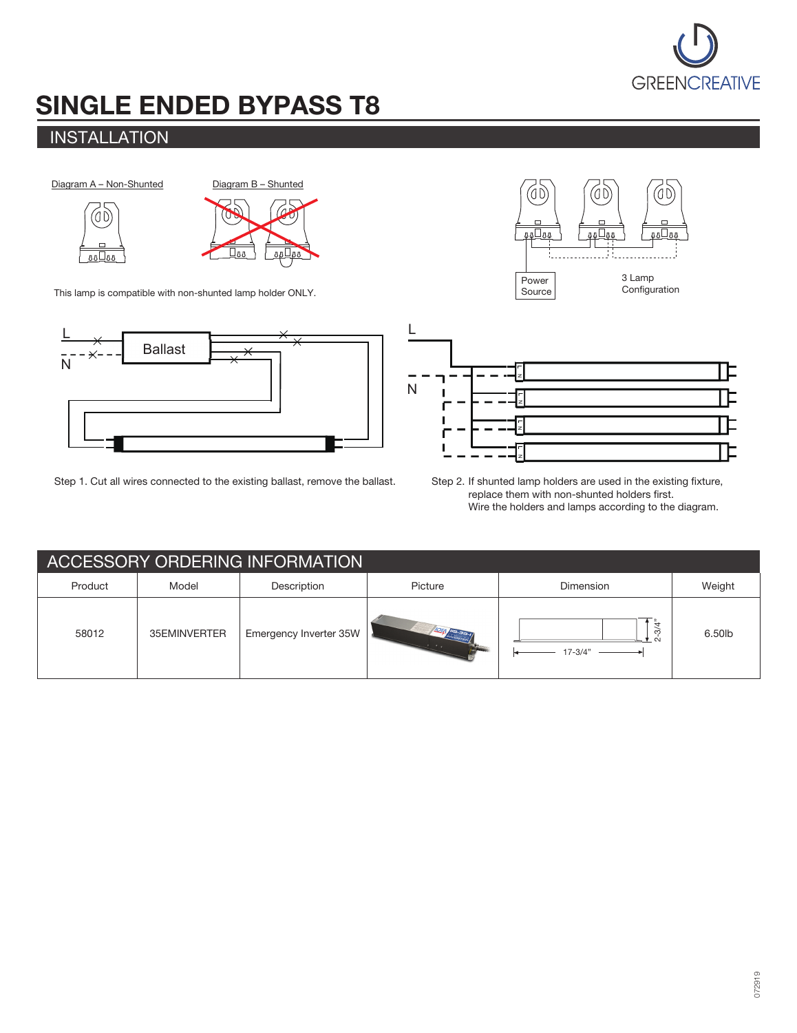# SINGLE ENDED BYPASS T8

## INSTALLATION

Diagram A – Non-Shunted

Diagram B – Shunted

This lamp is compatible with non-shunted lamp holder ONLY.

Power Source

3 Lamp Configuration

L

N

Ballast

Step 1. Cut all wires connected to the existing ballast, remove the ballast.

Step 2. If shunted lamp holders are used in the existing fixture, replace them with non-shunted holders first. Wire the holders and lamps according to the diagram.

## ACCESSORY ORDERING INFORMATION

| Product | Model | Description | Picture | Dimension | Weight |
|---|---|---|---|---|---|
| 58012 | 35EMINVERTER | Emergency Inverter 35W | | 17-3/4" × 2-3/4" | 6.50lb |

072919